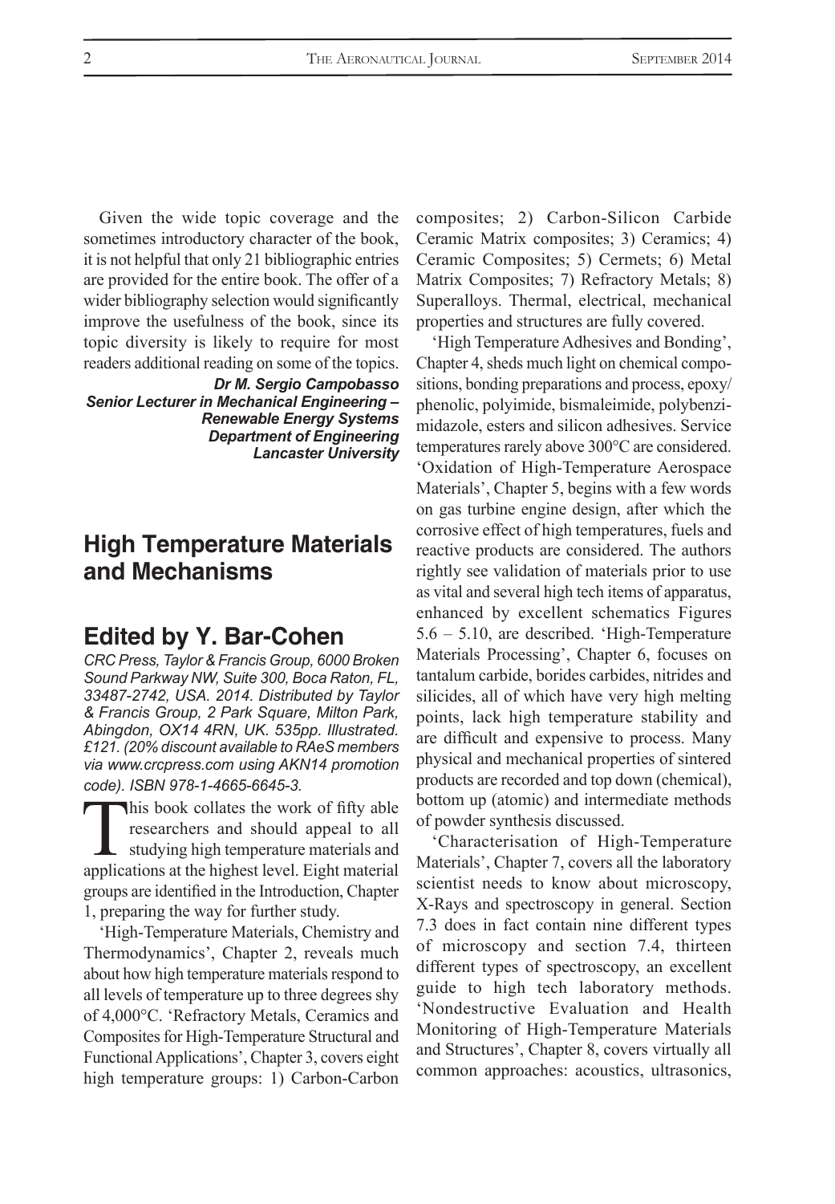Given the wide topic coverage and the sometimes introductory character of the book, it is not helpful that only 21 bibliographic entries are provided for the entire book. The offer of a wider bibliography selection would significantly improve the usefulness of the book, since its topic diversity is likely to require for most readers additional reading on some of the topics.

***Dr M. Sergio Campobasso***
***Senior Lecturer in Mechanical Engineering – Renewable Energy Systems***
***Department of Engineering***
***Lancaster University***

## High Temperature Materials and Mechanisms

## Edited by Y. Bar-Cohen

*CRC Press, Taylor & Francis Group, 6000 Broken Sound Parkway NW, Suite 300, Boca Raton, FL, 33487-2742, USA. 2014. Distributed by Taylor & Francis Group, 2 Park Square, Milton Park, Abingdon, OX14 4RN, UK. 535pp. Illustrated. £121. (20% discount available to RAeS members via www.crcpress.com using AKN14 promotion code). ISBN 978-1-4665-6645-3.*

This book collates the work of fifty able researchers and should appeal to all studying high temperature materials and applications at the highest level. Eight material groups are identified in the Introduction, Chapter 1, preparing the way for further study.

'High-Temperature Materials, Chemistry and Thermodynamics', Chapter 2, reveals much about how high temperature materials respond to all levels of temperature up to three degrees shy of 4,000°C. 'Refractory Metals, Ceramics and Composites for High-Temperature Structural and Functional Applications', Chapter 3, covers eight high temperature groups: 1) Carbon-Carbon composites; 2) Carbon-Silicon Carbide Ceramic Matrix composites; 3) Ceramics; 4) Ceramic Composites; 5) Cermets; 6) Metal Matrix Composites; 7) Refractory Metals; 8) Superalloys. Thermal, electrical, mechanical properties and structures are fully covered.

'High Temperature Adhesives and Bonding', Chapter 4, sheds much light on chemical compositions, bonding preparations and process, epoxy/phenolic, polyimide, bismaleimide, polybenzimidazole, esters and silicon adhesives. Service temperatures rarely above 300°C are considered. 'Oxidation of High-Temperature Aerospace Materials', Chapter 5, begins with a few words on gas turbine engine design, after which the corrosive effect of high temperatures, fuels and reactive products are considered. The authors rightly see validation of materials prior to use as vital and several high tech items of apparatus, enhanced by excellent schematics Figures 5.6 – 5.10, are described. 'High-Temperature Materials Processing', Chapter 6, focuses on tantalum carbide, borides carbides, nitrides and silicides, all of which have very high melting points, lack high temperature stability and are difficult and expensive to process. Many physical and mechanical properties of sintered products are recorded and top down (chemical), bottom up (atomic) and intermediate methods of powder synthesis discussed.

'Characterisation of High-Temperature Materials', Chapter 7, covers all the laboratory scientist needs to know about microscopy, X-Rays and spectroscopy in general. Section 7.3 does in fact contain nine different types of microscopy and section 7.4, thirteen different types of spectroscopy, an excellent guide to high tech laboratory methods. 'Nondestructive Evaluation and Health Monitoring of High-Temperature Materials and Structures', Chapter 8, covers virtually all common approaches: acoustics, ultrasonics,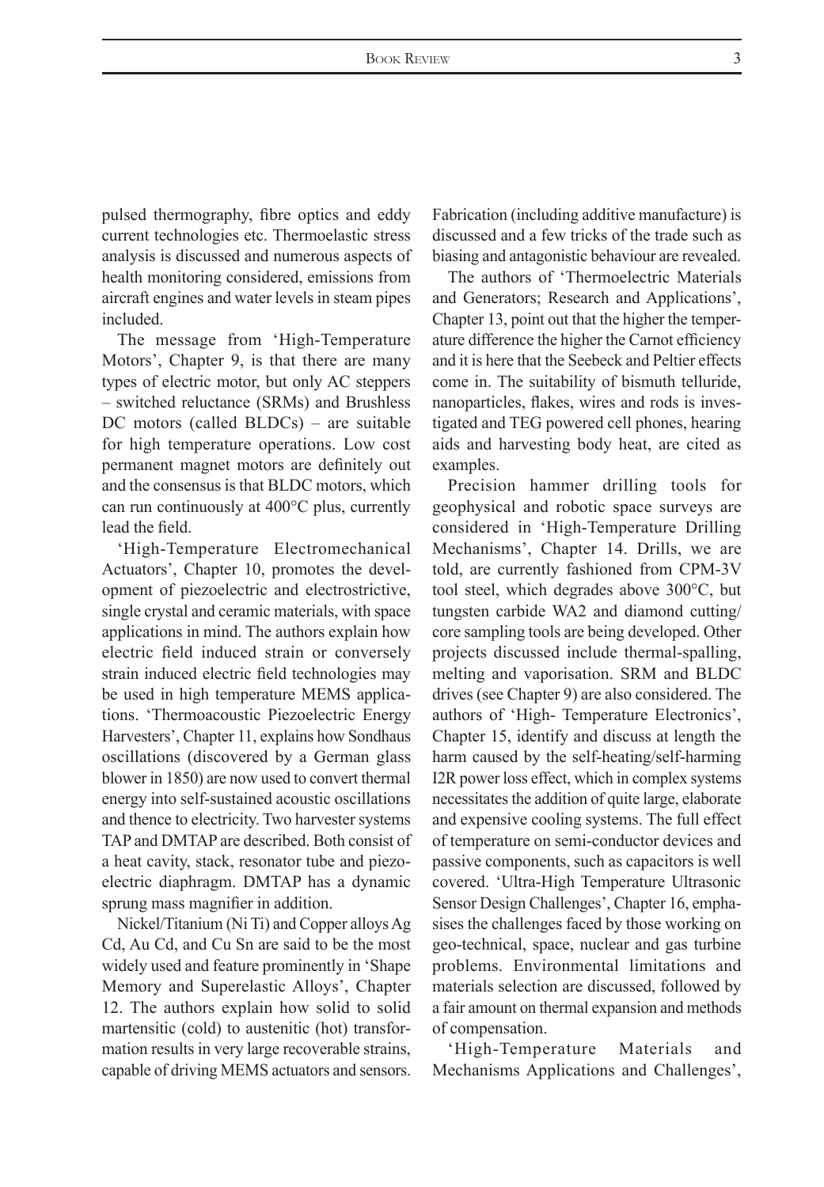pulsed thermography, fibre optics and eddy current technologies etc. Thermoelastic stress analysis is discussed and numerous aspects of health monitoring considered, emissions from aircraft engines and water levels in steam pipes included.

The message from 'High-Temperature Motors', Chapter 9, is that there are many types of electric motor, but only AC steppers – switched reluctance (SRMs) and Brushless DC motors (called BLDCs) – are suitable for high temperature operations. Low cost permanent magnet motors are definitely out and the consensus is that BLDC motors, which can run continuously at 400°C plus, currently lead the field.

'High-Temperature Electromechanical Actuators', Chapter 10, promotes the development of piezoelectric and electrostrictive, single crystal and ceramic materials, with space applications in mind. The authors explain how electric field induced strain or conversely strain induced electric field technologies may be used in high temperature MEMS applications. 'Thermoacoustic Piezoelectric Energy Harvesters', Chapter 11, explains how Sondhaus oscillations (discovered by a German glass blower in 1850) are now used to convert thermal energy into self-sustained acoustic oscillations and thence to electricity. Two harvester systems TAP and DMTAP are described. Both consist of a heat cavity, stack, resonator tube and piezoelectric diaphragm. DMTAP has a dynamic sprung mass magnifier in addition.

Nickel/Titanium (Ni Ti) and Copper alloys Ag Cd, Au Cd, and Cu Sn are said to be the most widely used and feature prominently in 'Shape Memory and Superelastic Alloys', Chapter 12. The authors explain how solid to solid martensitic (cold) to austenitic (hot) transformation results in very large recoverable strains, capable of driving MEMS actuators and sensors. Fabrication (including additive manufacture) is discussed and a few tricks of the trade such as biasing and antagonistic behaviour are revealed.

The authors of 'Thermoelectric Materials and Generators; Research and Applications', Chapter 13, point out that the higher the temperature difference the higher the Carnot efficiency and it is here that the Seebeck and Peltier effects come in. The suitability of bismuth telluride, nanoparticles, flakes, wires and rods is investigated and TEG powered cell phones, hearing aids and harvesting body heat, are cited as examples.

Precision hammer drilling tools for geophysical and robotic space surveys are considered in 'High-Temperature Drilling Mechanisms', Chapter 14. Drills, we are told, are currently fashioned from CPM-3V tool steel, which degrades above 300°C, but tungsten carbide WA2 and diamond cutting/core sampling tools are being developed. Other projects discussed include thermal-spalling, melting and vaporisation. SRM and BLDC drives (see Chapter 9) are also considered. The authors of 'High- Temperature Electronics', Chapter 15, identify and discuss at length the harm caused by the self-heating/self-harming I2R power loss effect, which in complex systems necessitates the addition of quite large, elaborate and expensive cooling systems. The full effect of temperature on semi-conductor devices and passive components, such as capacitors is well covered. 'Ultra-High Temperature Ultrasonic Sensor Design Challenges', Chapter 16, emphasises the challenges faced by those working on geo-technical, space, nuclear and gas turbine problems. Environmental limitations and materials selection are discussed, followed by a fair amount on thermal expansion and methods of compensation.

'High-Temperature Materials and Mechanisms Applications and Challenges',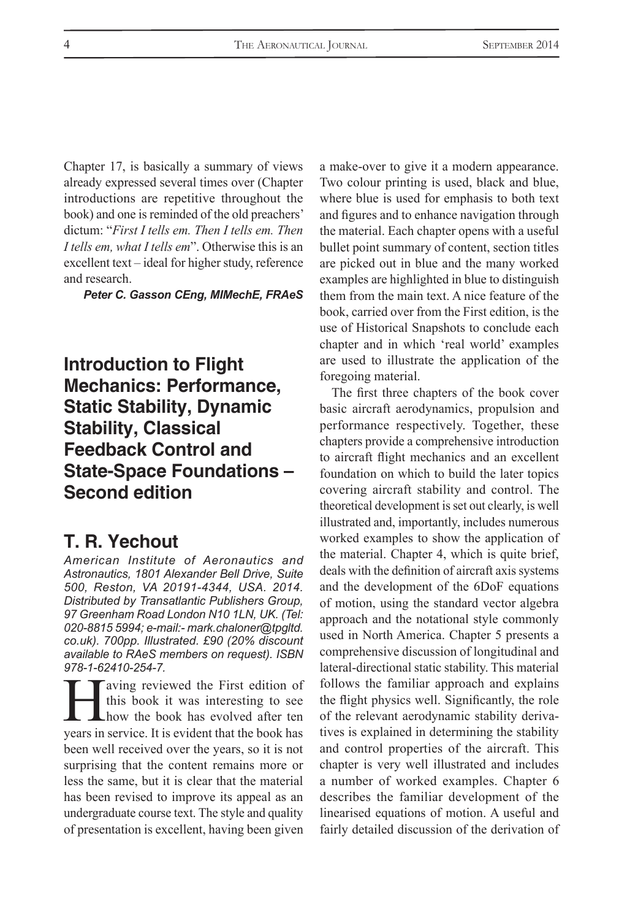Chapter 17, is basically a summary of views already expressed several times over (Chapter introductions are repetitive throughout the book) and one is reminded of the old preachers' dictum: "*First I tells em. Then I tells em. Then I tells em, what I tells em*". Otherwise this is an excellent text – ideal for higher study, reference and research.

***Peter C. Gasson CEng, MIMechE, FRAeS***

## Introduction to Flight Mechanics: Performance, Static Stability, Dynamic Stability, Classical Feedback Control and State-Space Foundations – Second edition

## T. R. Yechout

*American Institute of Aeronautics and Astronautics, 1801 Alexander Bell Drive, Suite 500, Reston, VA 20191-4344, USA. 2014. Distributed by Transatlantic Publishers Group, 97 Greenham Road London N10 1LN, UK. (Tel: 020-8815 5994; e-mail:- mark.chaloner@tpgltd.co.uk). 700pp. Illustrated. £90 (20% discount available to RAeS members on request). ISBN 978-1-62410-254-7.*

Having reviewed the First edition of this book it was interesting to see how the book has evolved after ten years in service. It is evident that the book has been well received over the years, so it is not surprising that the content remains more or less the same, but it is clear that the material has been revised to improve its appeal as an undergraduate course text. The style and quality of presentation is excellent, having been given a make-over to give it a modern appearance. Two colour printing is used, black and blue, where blue is used for emphasis to both text and figures and to enhance navigation through the material. Each chapter opens with a useful bullet point summary of content, section titles are picked out in blue and the many worked examples are highlighted in blue to distinguish them from the main text. A nice feature of the book, carried over from the First edition, is the use of Historical Snapshots to conclude each chapter and in which 'real world' examples are used to illustrate the application of the foregoing material.

The first three chapters of the book cover basic aircraft aerodynamics, propulsion and performance respectively. Together, these chapters provide a comprehensive introduction to aircraft flight mechanics and an excellent foundation on which to build the later topics covering aircraft stability and control. The theoretical development is set out clearly, is well illustrated and, importantly, includes numerous worked examples to show the application of the material. Chapter 4, which is quite brief, deals with the definition of aircraft axis systems and the development of the 6DoF equations of motion, using the standard vector algebra approach and the notational style commonly used in North America. Chapter 5 presents a comprehensive discussion of longitudinal and lateral-directional static stability. This material follows the familiar approach and explains the flight physics well. Significantly, the role of the relevant aerodynamic stability derivatives is explained in determining the stability and control properties of the aircraft. This chapter is very well illustrated and includes a number of worked examples. Chapter 6 describes the familiar development of the linearised equations of motion. A useful and fairly detailed discussion of the derivation of